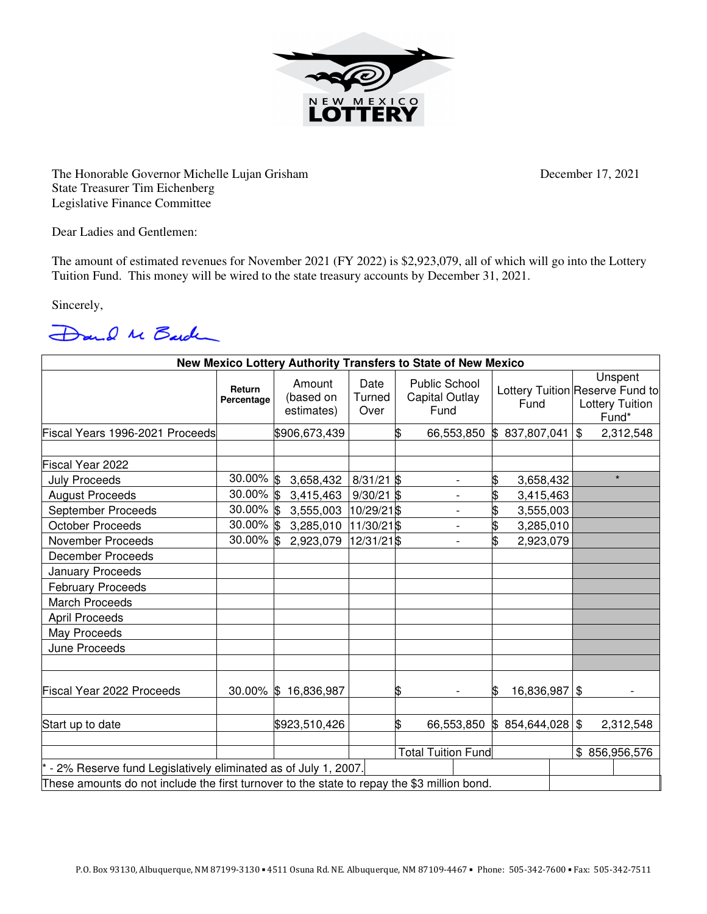NEW MEXICO LOTTERY

The Honorable Governor Michelle Lujan Grisham
State Treasurer Tim Eichenberg
Legislative Finance Committee

December 17, 2021

Dear Ladies and Gentlemen:

The amount of estimated revenues for November 2021 (FY 2022) is $2,923,079, all of which will go into the Lottery Tuition Fund. This money will be wired to the state treasury accounts by December 31, 2021.

Sincerely,

David M Barden

| New Mexico Lottery Authority Transfers to State of New Mexico | | | | | | |
|---|---|---|---|---|---|---|
| | **Return Percentage** | Amount (based on estimates) | Date Turned Over | Public School Capital Outlay Fund | Lottery Tuition Fund | Unspent Reserve Fund to Lottery Tuition Fund* |
| Fiscal Years 1996-2021 Proceeds | | $906,673,439 | | $ 66,553,850 | $ 837,807,041 | $ 2,312,548 |
| | | | | | | |
| Fiscal Year 2022 | | | | | | |
| July Proceeds | 30.00% | $ 3,658,432 | 8/31/21 | $ - | $ 3,658,432 | * |
| August Proceeds | 30.00% | $ 3,415,463 | 9/30/21 | $ - | $ 3,415,463 | |
| September Proceeds | 30.00% | $ 3,555,003 | 10/29/21 | $ - | $ 3,555,003 | |
| October Proceeds | 30.00% | $ 3,285,010 | 11/30/21 | $ - | $ 3,285,010 | |
| November Proceeds | 30.00% | $ 2,923,079 | 12/31/21 | $ - | $ 2,923,079 | |
| December Proceeds | | | | | | |
| January Proceeds | | | | | | |
| February Proceeds | | | | | | |
| March Proceeds | | | | | | |
| April Proceeds | | | | | | |
| May Proceeds | | | | | | |
| June Proceeds | | | | | | |
| | | | | | | |
| Fiscal Year 2022 Proceeds | 30.00% | $ 16,836,987 | | $ - | $ 16,836,987 | $ - |
| | | | | | | |
| Start up to date | | $923,510,426 | | $ 66,553,850 | $ 854,644,028 | $ 2,312,548 |
| | | | | | | |
| | | | | Total Tuition Fund | | $ 856,956,576 |

* - 2% Reserve fund Legislatively eliminated as of July 1, 2007.

These amounts do not include the first turnover to the state to repay the $3 million bond.

P.O. Box 93130, Albuquerque, NM 87199-3130 ▪ 4511 Osuna Rd. NE. Albuquerque, NM 87109-4467 ▪ Phone: 505-342-7600 ▪ Fax: 505-342-7511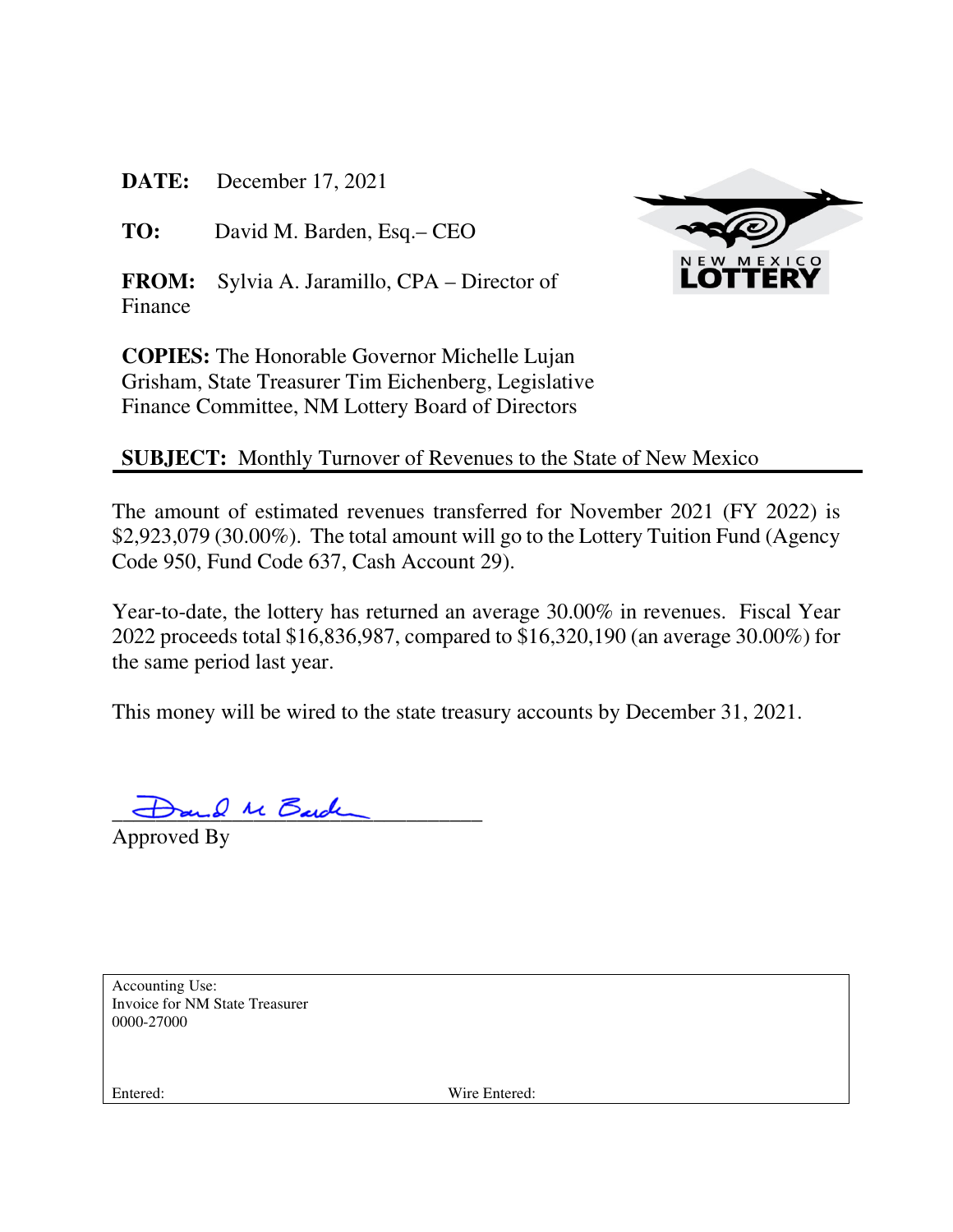**DATE:** December 17, 2021

**TO:** David M. Barden, Esq.– CEO

**FROM:** Sylvia A. Jaramillo, CPA – Director of Finance

**COPIES:** The Honorable Governor Michelle Lujan Grisham, State Treasurer Tim Eichenberg, Legislative Finance Committee, NM Lottery Board of Directors

NEW MEXICO LOTTERY

**SUBJECT:** Monthly Turnover of Revenues to the State of New Mexico

---

The amount of estimated revenues transferred for November 2021 (FY 2022) is $2,923,079 (30.00%). The total amount will go to the Lottery Tuition Fund (Agency Code 950, Fund Code 637, Cash Account 29).

Year-to-date, the lottery has returned an average 30.00% in revenues. Fiscal Year 2022 proceeds total $16,836,987, compared to $16,320,190 (an average 30.00%) for the same period last year.

This money will be wired to the state treasury accounts by December 31, 2021.

David M Barden
___________________________________
Approved By

Accounting Use:
Invoice for NM State Treasurer
0000-27000

Entered: Wire Entered: